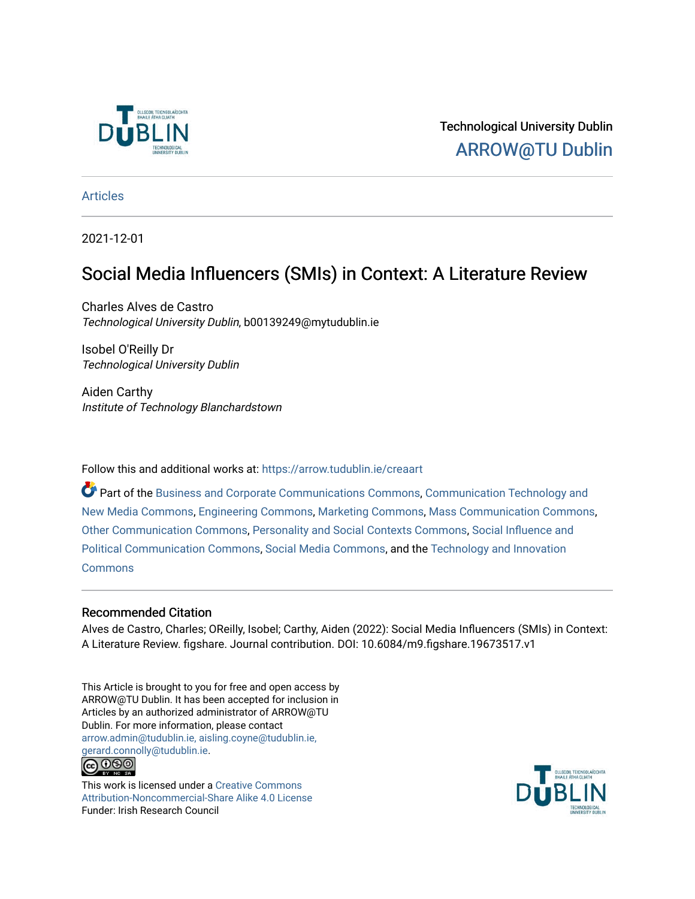Technological University Dublin

ARROW@TU Dublin

Articles

2021-12-01

# Social Media Influencers (SMIs) in Context: A Literature Review

Charles Alves de Castro
*Technological University Dublin*, b00139249@mytudublin.ie

Isobel O'Reilly Dr
*Technological University Dublin*

Aiden Carthy
*Institute of Technology Blanchardstown*

Follow this and additional works at: https://arrow.tudublin.ie/creaart

Part of the Business and Corporate Communications Commons, Communication Technology and New Media Commons, Engineering Commons, Marketing Commons, Mass Communication Commons, Other Communication Commons, Personality and Social Contexts Commons, Social Influence and Political Communication Commons, Social Media Commons, and the Technology and Innovation Commons

### Recommended Citation

Alves de Castro, Charles; OReilly, Isobel; Carthy, Aiden (2022): Social Media Influencers (SMIs) in Context: A Literature Review. figshare. Journal contribution. DOI: 10.6084/m9.figshare.19673517.v1

This Article is brought to you for free and open access by ARROW@TU Dublin. It has been accepted for inclusion in Articles by an authorized administrator of ARROW@TU Dublin. For more information, please contact arrow.admin@tudublin.ie, aisling.coyne@tudublin.ie, gerard.connolly@tudublin.ie.

This work is licensed under a Creative Commons Attribution-Noncommercial-Share Alike 4.0 License
Funder: Irish Research Council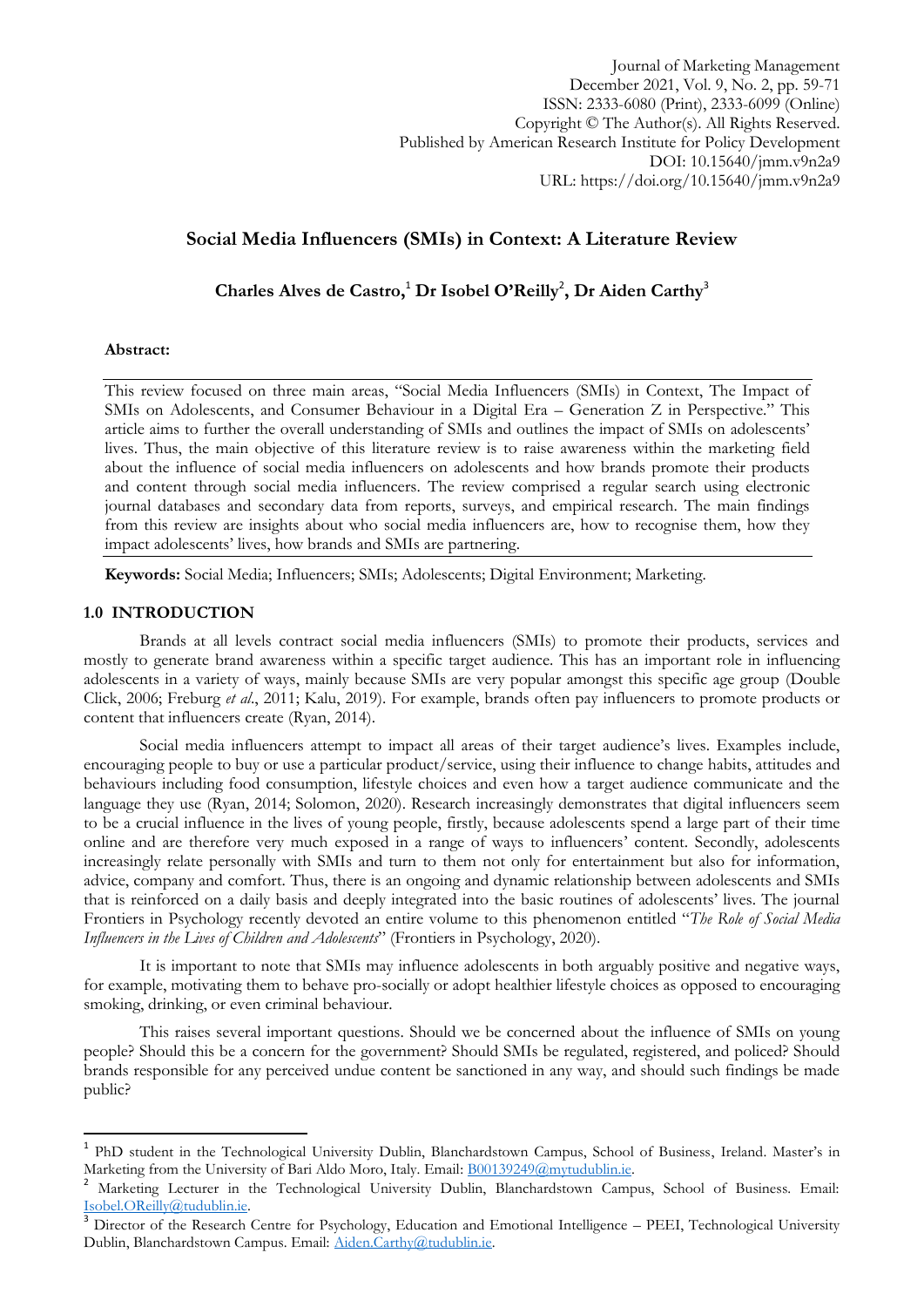# Social Media Influencers (SMIs) in Context: A Literature Review

**Charles Alves de Castro,[1] Dr Isobel O'Reilly[2], Dr Aiden Carthy[3]**

**Abstract:**

This review focused on three main areas, "Social Media Influencers (SMIs) in Context, The Impact of SMIs on Adolescents, and Consumer Behaviour in a Digital Era – Generation Z in Perspective." This article aims to further the overall understanding of SMIs and outlines the impact of SMIs on adolescents' lives. Thus, the main objective of this literature review is to raise awareness within the marketing field about the influence of social media influencers on adolescents and how brands promote their products and content through social media influencers. The review comprised a regular search using electronic journal databases and secondary data from reports, surveys, and empirical research. The main findings from this review are insights about who social media influencers are, how to recognise them, how they impact adolescents' lives, how brands and SMIs are partnering.

**Keywords:** Social Media; Influencers; SMIs; Adolescents; Digital Environment; Marketing.

## 1.0 INTRODUCTION

Brands at all levels contract social media influencers (SMIs) to promote their products, services and mostly to generate brand awareness within a specific target audience. This has an important role in influencing adolescents in a variety of ways, mainly because SMIs are very popular amongst this specific age group (Double Click, 2006; Freburg *et al*., 2011; Kalu, 2019). For example, brands often pay influencers to promote products or content that influencers create (Ryan, 2014).

Social media influencers attempt to impact all areas of their target audience's lives. Examples include, encouraging people to buy or use a particular product/service, using their influence to change habits, attitudes and behaviours including food consumption, lifestyle choices and even how a target audience communicate and the language they use (Ryan, 2014; Solomon, 2020). Research increasingly demonstrates that digital influencers seem to be a crucial influence in the lives of young people, firstly, because adolescents spend a large part of their time online and are therefore very much exposed in a range of ways to influencers' content. Secondly, adolescents increasingly relate personally with SMIs and turn to them not only for entertainment but also for information, advice, company and comfort. Thus, there is an ongoing and dynamic relationship between adolescents and SMIs that is reinforced on a daily basis and deeply integrated into the basic routines of adolescents' lives. The journal Frontiers in Psychology recently devoted an entire volume to this phenomenon entitled "*The Role of Social Media Influencers in the Lives of Children and Adolescents*" (Frontiers in Psychology, 2020).

It is important to note that SMIs may influence adolescents in both arguably positive and negative ways, for example, motivating them to behave pro-socially or adopt healthier lifestyle choices as opposed to encouraging smoking, drinking, or even criminal behaviour.

This raises several important questions. Should we be concerned about the influence of SMIs on young people? Should this be a concern for the government? Should SMIs be regulated, registered, and policed? Should brands responsible for any perceived undue content be sanctioned in any way, and should such findings be made public?

---

[1] PhD student in the Technological University Dublin, Blanchardstown Campus, School of Business, Ireland. Master's in Marketing from the University of Bari Aldo Moro, Italy. Email: B00139249@mytudublin.ie.

[2] Marketing Lecturer in the Technological University Dublin, Blanchardstown Campus, School of Business. Email: Isobel.OReilly@tudublin.ie.

[3] Director of the Research Centre for Psychology, Education and Emotional Intelligence – PEEI, Technological University Dublin, Blanchardstown Campus. Email: Aiden.Carthy@tudublin.ie.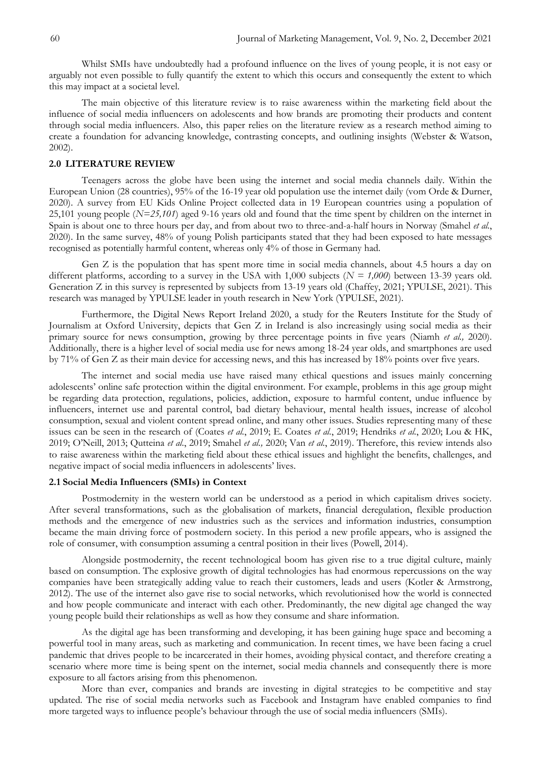Whilst SMIs have undoubtedly had a profound influence on the lives of young people, it is not easy or arguably not even possible to fully quantify the extent to which this occurs and consequently the extent to which this may impact at a societal level.

The main objective of this literature review is to raise awareness within the marketing field about the influence of social media influencers on adolescents and how brands are promoting their products and content through social media influencers. Also, this paper relies on the literature review as a research method aiming to create a foundation for advancing knowledge, contrasting concepts, and outlining insights (Webster & Watson, 2002).

## 2.0 LITERATURE REVIEW

Teenagers across the globe have been using the internet and social media channels daily. Within the European Union (28 countries), 95% of the 16-19 year old population use the internet daily (vom Orde & Durner, 2020). A survey from EU Kids Online Project collected data in 19 European countries using a population of 25,101 young people (*N=25,101*) aged 9-16 years old and found that the time spent by children on the internet in Spain is about one to three hours per day, and from about two to three-and-a-half hours in Norway (Smahel *et al.*, 2020). In the same survey, 48% of young Polish participants stated that they had been exposed to hate messages recognised as potentially harmful content, whereas only 4% of those in Germany had.

Gen Z is the population that has spent more time in social media channels, about 4.5 hours a day on different platforms, according to a survey in the USA with 1,000 subjects (*N = 1,000*) between 13-39 years old. Generation Z in this survey is represented by subjects from 13-19 years old (Chaffey, 2021; YPULSE, 2021). This research was managed by YPULSE leader in youth research in New York (YPULSE, 2021).

Furthermore, the Digital News Report Ireland 2020, a study for the Reuters Institute for the Study of Journalism at Oxford University, depicts that Gen Z in Ireland is also increasingly using social media as their primary source for news consumption, growing by three percentage points in five years (Niamh *et al.,* 2020). Additionally, there is a higher level of social media use for news among 18-24 year olds, and smartphones are used by 71% of Gen Z as their main device for accessing news, and this has increased by 18% points over five years.

The internet and social media use have raised many ethical questions and issues mainly concerning adolescents' online safe protection within the digital environment. For example, problems in this age group might be regarding data protection, regulations, policies, addiction, exposure to harmful content, undue influence by influencers, internet use and parental control, bad dietary behaviour, mental health issues, increase of alcohol consumption, sexual and violent content spread online, and many other issues. Studies representing many of these issues can be seen in the research of (Coates *et al.*, 2019; E. Coates *et al.*, 2019; Hendriks *et al.*, 2020; Lou & HK, 2019; O'Neill, 2013; Qutteina *et al.*, 2019; Smahel *et al.,* 2020; Van *et al.*, 2019). Therefore, this review intends also to raise awareness within the marketing field about these ethical issues and highlight the benefits, challenges, and negative impact of social media influencers in adolescents' lives.

### 2.1 Social Media Influencers (SMIs) in Context

Postmodernity in the western world can be understood as a period in which capitalism drives society. After several transformations, such as the globalisation of markets, financial deregulation, flexible production methods and the emergence of new industries such as the services and information industries, consumption became the main driving force of postmodern society. In this period a new profile appears, who is assigned the role of consumer, with consumption assuming a central position in their lives (Powell, 2014).

Alongside postmodernity, the recent technological boom has given rise to a true digital culture, mainly based on consumption. The explosive growth of digital technologies has had enormous repercussions on the way companies have been strategically adding value to reach their customers, leads and users (Kotler & Armstrong, 2012). The use of the internet also gave rise to social networks, which revolutionised how the world is connected and how people communicate and interact with each other. Predominantly, the new digital age changed the way young people build their relationships as well as how they consume and share information.

As the digital age has been transforming and developing, it has been gaining huge space and becoming a powerful tool in many areas, such as marketing and communication. In recent times, we have been facing a cruel pandemic that drives people to be incarcerated in their homes, avoiding physical contact, and therefore creating a scenario where more time is being spent on the internet, social media channels and consequently there is more exposure to all factors arising from this phenomenon.

More than ever, companies and brands are investing in digital strategies to be competitive and stay updated. The rise of social media networks such as Facebook and Instagram have enabled companies to find more targeted ways to influence people's behaviour through the use of social media influencers (SMIs).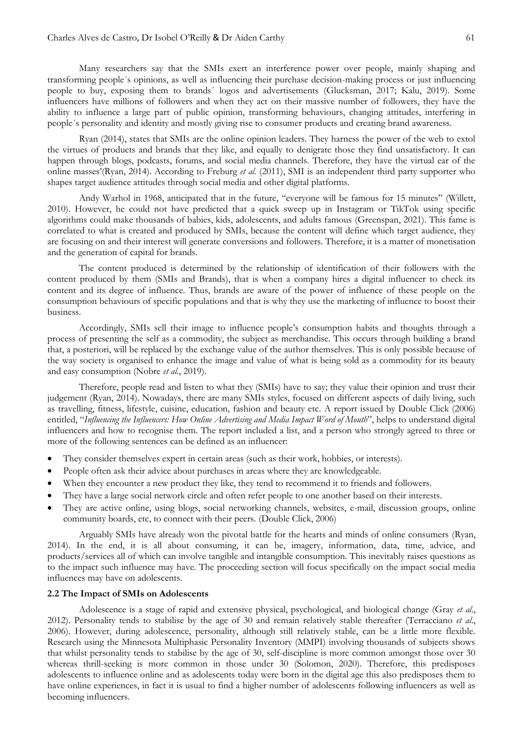Many researchers say that the SMIs exert an interference power over people, mainly shaping and transforming people´s opinions, as well as influencing their purchase decision-making process or just influencing people to buy, exposing them to brands´ logos and advertisements (Glucksman, 2017; Kalu, 2019). Some influencers have millions of followers and when they act on their massive number of followers, they have the ability to influence a large part of public opinion, transforming behaviours, changing attitudes, interfering in people´s personality and identity and mostly giving rise to consumer products and creating brand awareness.

Ryan (2014), states that SMIs are the online opinion leaders. They harness the power of the web to extol the virtues of products and brands that they like, and equally to denigrate those they find unsatisfactory. It can happen through blogs, podcasts, forums, and social media channels. Therefore, they have the virtual ear of the online masses'(Ryan, 2014). According to Freburg *et al.* (2011), SMI is an independent third party supporter who shapes target audience attitudes through social media and other digital platforms.

Andy Warhol in 1968, anticipated that in the future, "everyone will be famous for 15 minutes" (Willett, 2010). However, he could not have predicted that a quick sweep up in Instagram or TikTok using specific algorithms could make thousands of babies, kids, adolescents, and adults famous (Greenspan, 2021). This fame is correlated to what is created and produced by SMIs, because the content will define which target audience, they are focusing on and their interest will generate conversions and followers. Therefore, it is a matter of monetisation and the generation of capital for brands.

The content produced is determined by the relationship of identification of their followers with the content produced by them (SMIs and Brands), that is when a company hires a digital influencer to check its content and its degree of influence. Thus, brands are aware of the power of influence of these people on the consumption behaviours of specific populations and that is why they use the marketing of influence to boost their business.

Accordingly, SMIs sell their image to influence people's consumption habits and thoughts through a process of presenting the self as a commodity, the subject as merchandise. This occurs through building a brand that, a posteriori, will be replaced by the exchange value of the author themselves. This is only possible because of the way society is organised to enhance the image and value of what is being sold as a commodity for its beauty and easy consumption (Nobre *et al.*, 2019).

Therefore, people read and listen to what they (SMIs) have to say; they value their opinion and trust their judgement (Ryan, 2014). Nowadays, there are many SMIs styles, focused on different aspects of daily living, such as travelling, fitness, lifestyle, cuisine, education, fashion and beauty etc. A report issued by Double Click (2006) entitled, "*Influencing the Influencers: How Online Advertising and Media Impact Word of Mouth*", helps to understand digital influencers and how to recognise them. The report included a list, and a person who strongly agreed to three or more of the following sentences can be defined as an influencer:

- They consider themselves expert in certain areas (such as their work, hobbies, or interests).
- People often ask their advice about purchases in areas where they are knowledgeable.
- When they encounter a new product they like, they tend to recommend it to friends and followers.
- They have a large social network circle and often refer people to one another based on their interests.
- They are active online, using blogs, social networking channels, websites, e-mail, discussion groups, online community boards, etc, to connect with their peers. (Double Click, 2006)

Arguably SMIs have already won the pivotal battle for the hearts and minds of online consumers (Ryan, 2014). In the end, it is all about consuming, it can be, imagery, information, data, time, advice, and products/services all of which can involve tangible and intangible consumption. This inevitably raises questions as to the impact such influence may have. The proceeding section will focus specifically on the impact social media influences may have on adolescents.

### 2.2 The Impact of SMIs on Adolescents

Adolescence is a stage of rapid and extensive physical, psychological, and biological change (Gray *et al.*, 2012). Personality tends to stabilise by the age of 30 and remain relatively stable thereafter (Terracciano *et al.*, 2006). However, during adolescence, personality, although still relatively stable, can be a little more flexible. Research using the Minnesota Multiphasic Personality Inventory (MMPI) involving thousands of subjects shows that whilst personality tends to stabilise by the age of 30, self-discipline is more common amongst those over 30 whereas thrill-seeking is more common in those under 30 (Solomon, 2020). Therefore, this predisposes adolescents to influence online and as adolescents today were born in the digital age this also predisposes them to have online experiences, in fact it is usual to find a higher number of adolescents following influencers as well as becoming influencers.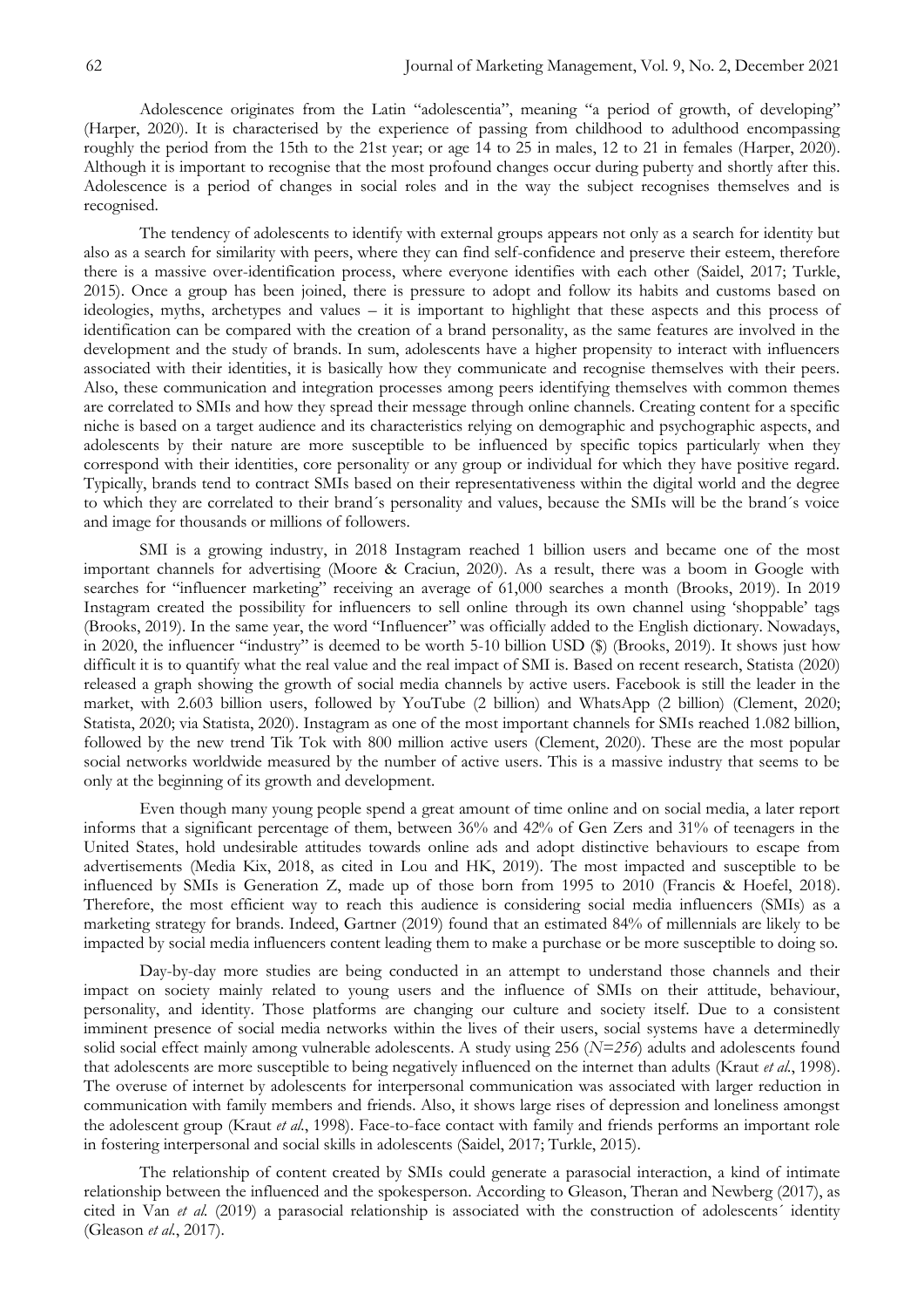Adolescence originates from the Latin "adolescentia", meaning "a period of growth, of developing" (Harper, 2020). It is characterised by the experience of passing from childhood to adulthood encompassing roughly the period from the 15th to the 21st year; or age 14 to 25 in males, 12 to 21 in females (Harper, 2020). Although it is important to recognise that the most profound changes occur during puberty and shortly after this. Adolescence is a period of changes in social roles and in the way the subject recognises themselves and is recognised.

The tendency of adolescents to identify with external groups appears not only as a search for identity but also as a search for similarity with peers, where they can find self-confidence and preserve their esteem, therefore there is a massive over-identification process, where everyone identifies with each other (Saidel, 2017; Turkle, 2015). Once a group has been joined, there is pressure to adopt and follow its habits and customs based on ideologies, myths, archetypes and values – it is important to highlight that these aspects and this process of identification can be compared with the creation of a brand personality, as the same features are involved in the development and the study of brands. In sum, adolescents have a higher propensity to interact with influencers associated with their identities, it is basically how they communicate and recognise themselves with their peers. Also, these communication and integration processes among peers identifying themselves with common themes are correlated to SMIs and how they spread their message through online channels. Creating content for a specific niche is based on a target audience and its characteristics relying on demographic and psychographic aspects, and adolescents by their nature are more susceptible to be influenced by specific topics particularly when they correspond with their identities, core personality or any group or individual for which they have positive regard. Typically, brands tend to contract SMIs based on their representativeness within the digital world and the degree to which they are correlated to their brand´s personality and values, because the SMIs will be the brand´s voice and image for thousands or millions of followers.

SMI is a growing industry, in 2018 Instagram reached 1 billion users and became one of the most important channels for advertising (Moore & Craciun, 2020). As a result, there was a boom in Google with searches for "influencer marketing" receiving an average of 61,000 searches a month (Brooks, 2019). In 2019 Instagram created the possibility for influencers to sell online through its own channel using 'shoppable' tags (Brooks, 2019). In the same year, the word "Influencer" was officially added to the English dictionary. Nowadays, in 2020, the influencer "industry" is deemed to be worth 5-10 billion USD ($) (Brooks, 2019). It shows just how difficult it is to quantify what the real value and the real impact of SMI is. Based on recent research, Statista (2020) released a graph showing the growth of social media channels by active users. Facebook is still the leader in the market, with 2.603 billion users, followed by YouTube (2 billion) and WhatsApp (2 billion) (Clement, 2020; Statista, 2020; via Statista, 2020). Instagram as one of the most important channels for SMIs reached 1.082 billion, followed by the new trend Tik Tok with 800 million active users (Clement, 2020). These are the most popular social networks worldwide measured by the number of active users. This is a massive industry that seems to be only at the beginning of its growth and development.

Even though many young people spend a great amount of time online and on social media, a later report informs that a significant percentage of them, between 36% and 42% of Gen Zers and 31% of teenagers in the United States, hold undesirable attitudes towards online ads and adopt distinctive behaviours to escape from advertisements (Media Kix, 2018, as cited in Lou and HK, 2019). The most impacted and susceptible to be influenced by SMIs is Generation Z, made up of those born from 1995 to 2010 (Francis & Hoefel, 2018). Therefore, the most efficient way to reach this audience is considering social media influencers (SMIs) as a marketing strategy for brands. Indeed, Gartner (2019) found that an estimated 84% of millennials are likely to be impacted by social media influencers content leading them to make a purchase or be more susceptible to doing so.

Day-by-day more studies are being conducted in an attempt to understand those channels and their impact on society mainly related to young users and the influence of SMIs on their attitude, behaviour, personality, and identity. Those platforms are changing our culture and society itself. Due to a consistent imminent presence of social media networks within the lives of their users, social systems have a determinedly solid social effect mainly among vulnerable adolescents. A study using 256 ($N=256$) adults and adolescents found that adolescents are more susceptible to being negatively influenced on the internet than adults (Kraut *et al.*, 1998). The overuse of internet by adolescents for interpersonal communication was associated with larger reduction in communication with family members and friends. Also, it shows large rises of depression and loneliness amongst the adolescent group (Kraut *et al.*, 1998). Face-to-face contact with family and friends performs an important role in fostering interpersonal and social skills in adolescents (Saidel, 2017; Turkle, 2015).

The relationship of content created by SMIs could generate a parasocial interaction, a kind of intimate relationship between the influenced and the spokesperson. According to Gleason, Theran and Newberg (2017), as cited in Van *et al.* (2019) a parasocial relationship is associated with the construction of adolescents´ identity (Gleason *et al.*, 2017).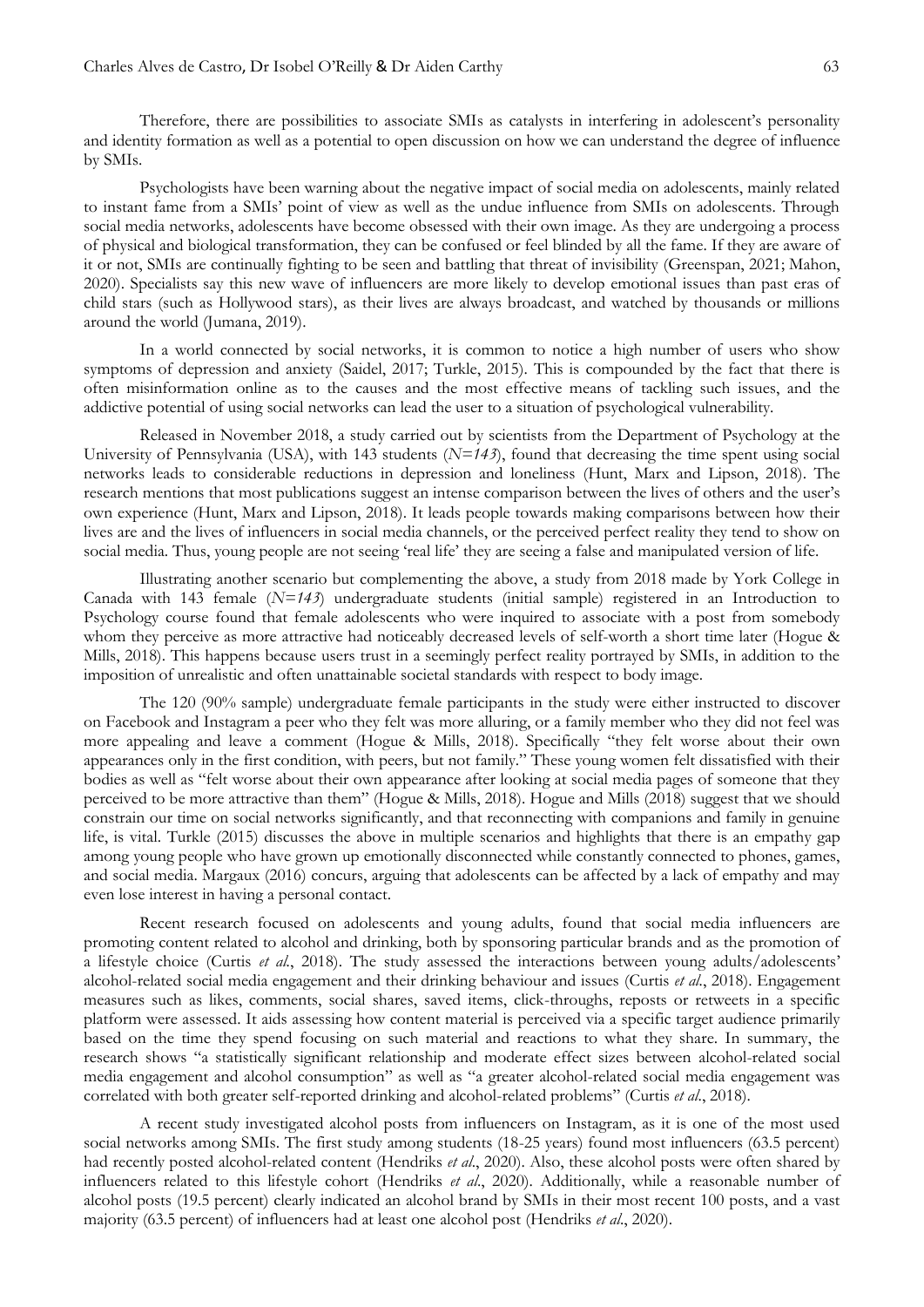Therefore, there are possibilities to associate SMIs as catalysts in interfering in adolescent's personality and identity formation as well as a potential to open discussion on how we can understand the degree of influence by SMIs.

Psychologists have been warning about the negative impact of social media on adolescents, mainly related to instant fame from a SMIs' point of view as well as the undue influence from SMIs on adolescents. Through social media networks, adolescents have become obsessed with their own image. As they are undergoing a process of physical and biological transformation, they can be confused or feel blinded by all the fame. If they are aware of it or not, SMIs are continually fighting to be seen and battling that threat of invisibility (Greenspan, 2021; Mahon, 2020). Specialists say this new wave of influencers are more likely to develop emotional issues than past eras of child stars (such as Hollywood stars), as their lives are always broadcast, and watched by thousands or millions around the world (Jumana, 2019).

In a world connected by social networks, it is common to notice a high number of users who show symptoms of depression and anxiety (Saidel, 2017; Turkle, 2015). This is compounded by the fact that there is often misinformation online as to the causes and the most effective means of tackling such issues, and the addictive potential of using social networks can lead the user to a situation of psychological vulnerability.

Released in November 2018, a study carried out by scientists from the Department of Psychology at the University of Pennsylvania (USA), with 143 students (*N=143*), found that decreasing the time spent using social networks leads to considerable reductions in depression and loneliness (Hunt, Marx and Lipson, 2018). The research mentions that most publications suggest an intense comparison between the lives of others and the user's own experience (Hunt, Marx and Lipson, 2018). It leads people towards making comparisons between how their lives are and the lives of influencers in social media channels, or the perceived perfect reality they tend to show on social media. Thus, young people are not seeing 'real life' they are seeing a false and manipulated version of life.

Illustrating another scenario but complementing the above, a study from 2018 made by York College in Canada with 143 female (*N=143*) undergraduate students (initial sample) registered in an Introduction to Psychology course found that female adolescents who were inquired to associate with a post from somebody whom they perceive as more attractive had noticeably decreased levels of self-worth a short time later (Hogue & Mills, 2018). This happens because users trust in a seemingly perfect reality portrayed by SMIs, in addition to the imposition of unrealistic and often unattainable societal standards with respect to body image.

The 120 (90% sample) undergraduate female participants in the study were either instructed to discover on Facebook and Instagram a peer who they felt was more alluring, or a family member who they did not feel was more appealing and leave a comment (Hogue & Mills, 2018). Specifically "they felt worse about their own appearances only in the first condition, with peers, but not family." These young women felt dissatisfied with their bodies as well as "felt worse about their own appearance after looking at social media pages of someone that they perceived to be more attractive than them" (Hogue & Mills, 2018). Hogue and Mills (2018) suggest that we should constrain our time on social networks significantly, and that reconnecting with companions and family in genuine life, is vital. Turkle (2015) discusses the above in multiple scenarios and highlights that there is an empathy gap among young people who have grown up emotionally disconnected while constantly connected to phones, games, and social media. Margaux (2016) concurs, arguing that adolescents can be affected by a lack of empathy and may even lose interest in having a personal contact.

Recent research focused on adolescents and young adults, found that social media influencers are promoting content related to alcohol and drinking, both by sponsoring particular brands and as the promotion of a lifestyle choice (Curtis *et al.*, 2018). The study assessed the interactions between young adults/adolescents' alcohol-related social media engagement and their drinking behaviour and issues (Curtis *et al.*, 2018). Engagement measures such as likes, comments, social shares, saved items, click-throughs, reposts or retweets in a specific platform were assessed. It aids assessing how content material is perceived via a specific target audience primarily based on the time they spend focusing on such material and reactions to what they share. In summary, the research shows "a statistically significant relationship and moderate effect sizes between alcohol-related social media engagement and alcohol consumption" as well as "a greater alcohol-related social media engagement was correlated with both greater self-reported drinking and alcohol-related problems" (Curtis *et al.*, 2018).

A recent study investigated alcohol posts from influencers on Instagram, as it is one of the most used social networks among SMIs. The first study among students (18-25 years) found most influencers (63.5 percent) had recently posted alcohol-related content (Hendriks *et al.*, 2020). Also, these alcohol posts were often shared by influencers related to this lifestyle cohort (Hendriks *et al.*, 2020). Additionally, while a reasonable number of alcohol posts (19.5 percent) clearly indicated an alcohol brand by SMIs in their most recent 100 posts, and a vast majority (63.5 percent) of influencers had at least one alcohol post (Hendriks *et al.*, 2020).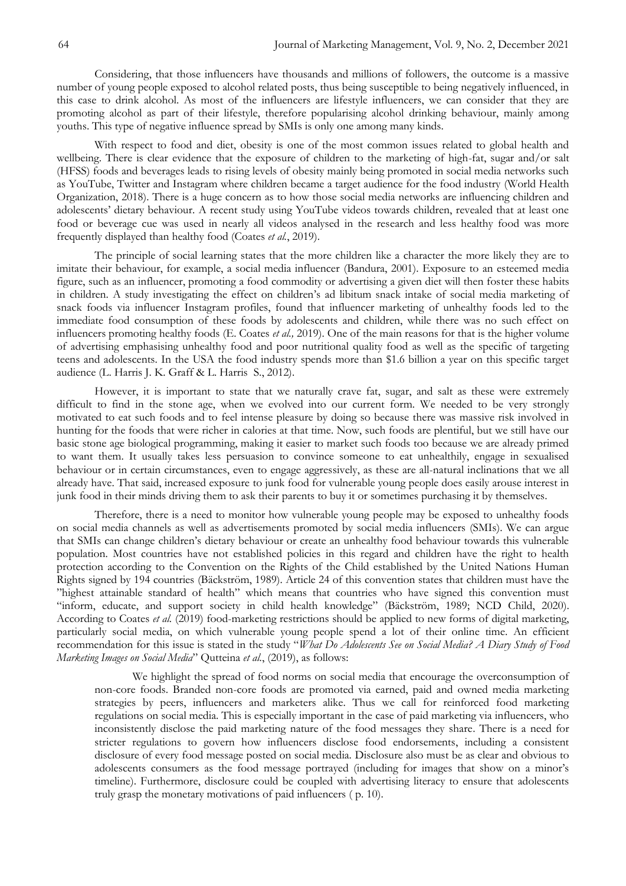Considering, that those influencers have thousands and millions of followers, the outcome is a massive number of young people exposed to alcohol related posts, thus being susceptible to being negatively influenced, in this case to drink alcohol. As most of the influencers are lifestyle influencers, we can consider that they are promoting alcohol as part of their lifestyle, therefore popularising alcohol drinking behaviour, mainly among youths. This type of negative influence spread by SMIs is only one among many kinds.

With respect to food and diet, obesity is one of the most common issues related to global health and wellbeing. There is clear evidence that the exposure of children to the marketing of high-fat, sugar and/or salt (HFSS) foods and beverages leads to rising levels of obesity mainly being promoted in social media networks such as YouTube, Twitter and Instagram where children became a target audience for the food industry (World Health Organization, 2018). There is a huge concern as to how those social media networks are influencing children and adolescents' dietary behaviour. A recent study using YouTube videos towards children, revealed that at least one food or beverage cue was used in nearly all videos analysed in the research and less healthy food was more frequently displayed than healthy food (Coates *et al.*, 2019).

The principle of social learning states that the more children like a character the more likely they are to imitate their behaviour, for example, a social media influencer (Bandura, 2001). Exposure to an esteemed media figure, such as an influencer, promoting a food commodity or advertising a given diet will then foster these habits in children. A study investigating the effect on children's ad libitum snack intake of social media marketing of snack foods via influencer Instagram profiles, found that influencer marketing of unhealthy foods led to the immediate food consumption of these foods by adolescents and children, while there was no such effect on influencers promoting healthy foods (E. Coates *et al.,* 2019). One of the main reasons for that is the higher volume of advertising emphasising unhealthy food and poor nutritional quality food as well as the specific of targeting teens and adolescents. In the USA the food industry spends more than $1.6 billion a year on this specific target audience (L. Harris J. K. Graff & L. Harris S., 2012).

However, it is important to state that we naturally crave fat, sugar, and salt as these were extremely difficult to find in the stone age, when we evolved into our current form. We needed to be very strongly motivated to eat such foods and to feel intense pleasure by doing so because there was massive risk involved in hunting for the foods that were richer in calories at that time. Now, such foods are plentiful, but we still have our basic stone age biological programming, making it easier to market such foods too because we are already primed to want them. It usually takes less persuasion to convince someone to eat unhealthily, engage in sexualised behaviour or in certain circumstances, even to engage aggressively, as these are all-natural inclinations that we all already have. That said, increased exposure to junk food for vulnerable young people does easily arouse interest in junk food in their minds driving them to ask their parents to buy it or sometimes purchasing it by themselves.

Therefore, there is a need to monitor how vulnerable young people may be exposed to unhealthy foods on social media channels as well as advertisements promoted by social media influencers (SMIs). We can argue that SMIs can change children's dietary behaviour or create an unhealthy food behaviour towards this vulnerable population. Most countries have not established policies in this regard and children have the right to health protection according to the Convention on the Rights of the Child established by the United Nations Human Rights signed by 194 countries (Bäckström, 1989). Article 24 of this convention states that children must have the "highest attainable standard of health" which means that countries who have signed this convention must "inform, educate, and support society in child health knowledge" (Bäckström, 1989; NCD Child, 2020). According to Coates *et al.* (2019) food-marketing restrictions should be applied to new forms of digital marketing, particularly social media, on which vulnerable young people spend a lot of their online time. An efficient recommendation for this issue is stated in the study "*What Do Adolescents See on Social Media? A Diary Study of Food Marketing Images on Social Media*" Qutteina *et al.*, (2019), as follows:

> We highlight the spread of food norms on social media that encourage the overconsumption of non-core foods. Branded non-core foods are promoted via earned, paid and owned media marketing strategies by peers, influencers and marketers alike. Thus we call for reinforced food marketing regulations on social media. This is especially important in the case of paid marketing via influencers, who inconsistently disclose the paid marketing nature of the food messages they share. There is a need for stricter regulations to govern how influencers disclose food endorsements, including a consistent disclosure of every food message posted on social media. Disclosure also must be as clear and obvious to adolescents consumers as the food message portrayed (including for images that show on a minor's timeline). Furthermore, disclosure could be coupled with advertising literacy to ensure that adolescents truly grasp the monetary motivations of paid influencers ( p. 10).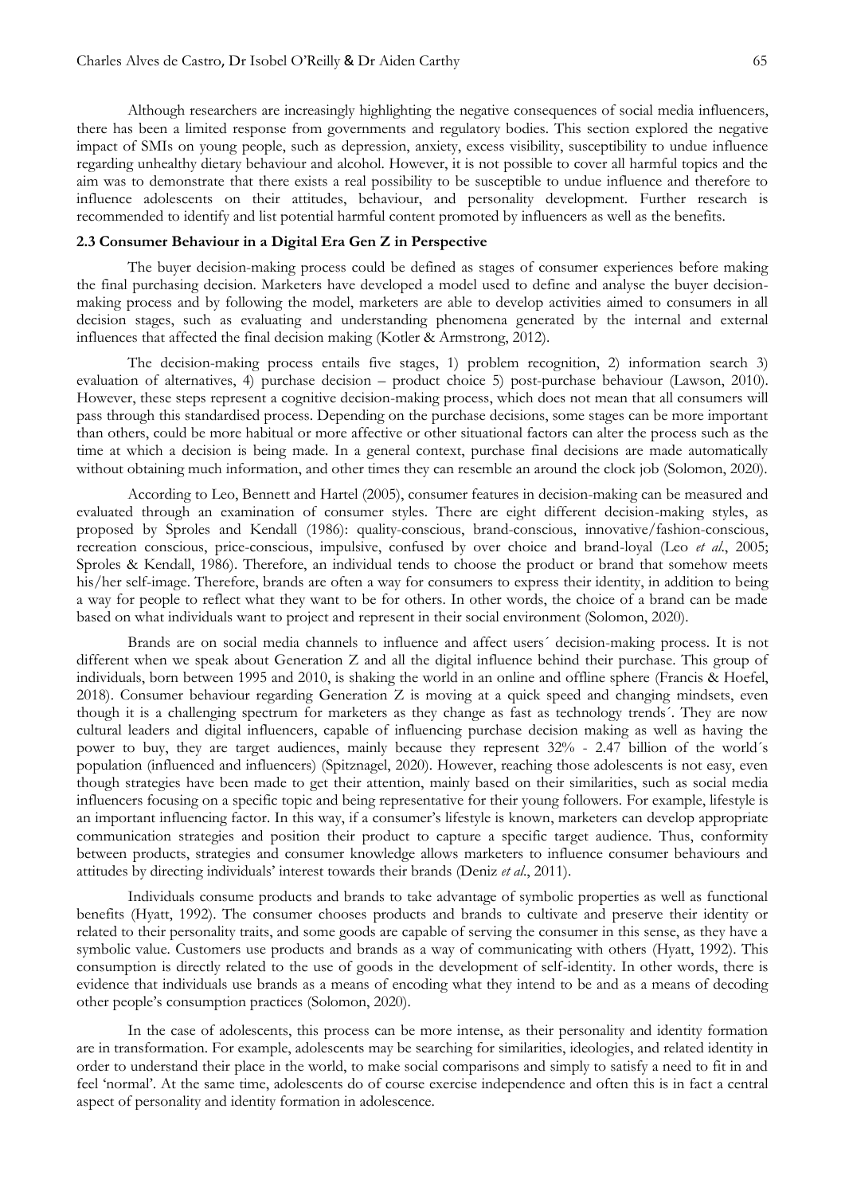Although researchers are increasingly highlighting the negative consequences of social media influencers, there has been a limited response from governments and regulatory bodies. This section explored the negative impact of SMIs on young people, such as depression, anxiety, excess visibility, susceptibility to undue influence regarding unhealthy dietary behaviour and alcohol. However, it is not possible to cover all harmful topics and the aim was to demonstrate that there exists a real possibility to be susceptible to undue influence and therefore to influence adolescents on their attitudes, behaviour, and personality development. Further research is recommended to identify and list potential harmful content promoted by influencers as well as the benefits.

### 2.3 Consumer Behaviour in a Digital Era Gen Z in Perspective

The buyer decision-making process could be defined as stages of consumer experiences before making the final purchasing decision. Marketers have developed a model used to define and analyse the buyer decision-making process and by following the model, marketers are able to develop activities aimed to consumers in all decision stages, such as evaluating and understanding phenomena generated by the internal and external influences that affected the final decision making (Kotler & Armstrong, 2012).

The decision-making process entails five stages, 1) problem recognition, 2) information search 3) evaluation of alternatives, 4) purchase decision – product choice 5) post-purchase behaviour (Lawson, 2010). However, these steps represent a cognitive decision-making process, which does not mean that all consumers will pass through this standardised process. Depending on the purchase decisions, some stages can be more important than others, could be more habitual or more affective or other situational factors can alter the process such as the time at which a decision is being made. In a general context, purchase final decisions are made automatically without obtaining much information, and other times they can resemble an around the clock job (Solomon, 2020).

According to Leo, Bennett and Hartel (2005), consumer features in decision-making can be measured and evaluated through an examination of consumer styles. There are eight different decision-making styles, as proposed by Sproles and Kendall (1986): quality-conscious, brand-conscious, innovative/fashion-conscious, recreation conscious, price-conscious, impulsive, confused by over choice and brand-loyal (Leo *et al*., 2005; Sproles & Kendall, 1986). Therefore, an individual tends to choose the product or brand that somehow meets his/her self-image. Therefore, brands are often a way for consumers to express their identity, in addition to being a way for people to reflect what they want to be for others. In other words, the choice of a brand can be made based on what individuals want to project and represent in their social environment (Solomon, 2020).

Brands are on social media channels to influence and affect users´ decision-making process. It is not different when we speak about Generation Z and all the digital influence behind their purchase. This group of individuals, born between 1995 and 2010, is shaking the world in an online and offline sphere (Francis & Hoefel, 2018). Consumer behaviour regarding Generation Z is moving at a quick speed and changing mindsets, even though it is a challenging spectrum for marketers as they change as fast as technology trends´. They are now cultural leaders and digital influencers, capable of influencing purchase decision making as well as having the power to buy, they are target audiences, mainly because they represent 32% - 2.47 billion of the world´s population (influenced and influencers) (Spitznagel, 2020). However, reaching those adolescents is not easy, even though strategies have been made to get their attention, mainly based on their similarities, such as social media influencers focusing on a specific topic and being representative for their young followers. For example, lifestyle is an important influencing factor. In this way, if a consumer's lifestyle is known, marketers can develop appropriate communication strategies and position their product to capture a specific target audience. Thus, conformity between products, strategies and consumer knowledge allows marketers to influence consumer behaviours and attitudes by directing individuals' interest towards their brands (Deniz *et al*., 2011).

Individuals consume products and brands to take advantage of symbolic properties as well as functional benefits (Hyatt, 1992). The consumer chooses products and brands to cultivate and preserve their identity or related to their personality traits, and some goods are capable of serving the consumer in this sense, as they have a symbolic value. Customers use products and brands as a way of communicating with others (Hyatt, 1992). This consumption is directly related to the use of goods in the development of self-identity. In other words, there is evidence that individuals use brands as a means of encoding what they intend to be and as a means of decoding other people's consumption practices (Solomon, 2020).

In the case of adolescents, this process can be more intense, as their personality and identity formation are in transformation. For example, adolescents may be searching for similarities, ideologies, and related identity in order to understand their place in the world, to make social comparisons and simply to satisfy a need to fit in and feel 'normal'. At the same time, adolescents do of course exercise independence and often this is in fact a central aspect of personality and identity formation in adolescence.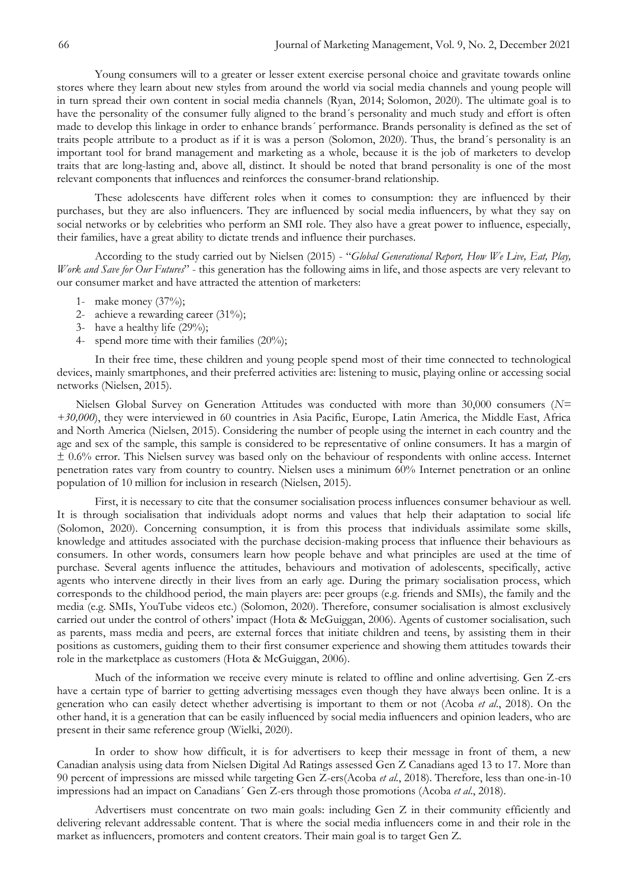Young consumers will to a greater or lesser extent exercise personal choice and gravitate towards online stores where they learn about new styles from around the world via social media channels and young people will in turn spread their own content in social media channels (Ryan, 2014; Solomon, 2020). The ultimate goal is to have the personality of the consumer fully aligned to the brand´s personality and much study and effort is often made to develop this linkage in order to enhance brands´ performance. Brands personality is defined as the set of traits people attribute to a product as if it is was a person (Solomon, 2020). Thus, the brand´s personality is an important tool for brand management and marketing as a whole, because it is the job of marketers to develop traits that are long-lasting and, above all, distinct. It should be noted that brand personality is one of the most relevant components that influences and reinforces the consumer-brand relationship.

These adolescents have different roles when it comes to consumption: they are influenced by their purchases, but they are also influencers. They are influenced by social media influencers, by what they say on social networks or by celebrities who perform an SMI role. They also have a great power to influence, especially, their families, have a great ability to dictate trends and influence their purchases.

According to the study carried out by Nielsen (2015) - "*Global Generational Report, How We Live, Eat, Play, Work and Save for Our Futures*" - this generation has the following aims in life, and those aspects are very relevant to our consumer market and have attracted the attention of marketers:

1- make money (37%);
2- achieve a rewarding career (31%);
3- have a healthy life (29%);
4- spend more time with their families (20%);

In their free time, these children and young people spend most of their time connected to technological devices, mainly smartphones, and their preferred activities are: listening to music, playing online or accessing social networks (Nielsen, 2015).

Nielsen Global Survey on Generation Attitudes was conducted with more than 30,000 consumers (*N= +30,000*), they were interviewed in 60 countries in Asia Pacific, Europe, Latin America, the Middle East, Africa and North America (Nielsen, 2015). Considering the number of people using the internet in each country and the age and sex of the sample, this sample is considered to be representative of online consumers. It has a margin of ± 0.6% error. This Nielsen survey was based only on the behaviour of respondents with online access. Internet penetration rates vary from country to country. Nielsen uses a minimum 60% Internet penetration or an online population of 10 million for inclusion in research (Nielsen, 2015).

First, it is necessary to cite that the consumer socialisation process influences consumer behaviour as well. It is through socialisation that individuals adopt norms and values that help their adaptation to social life (Solomon, 2020). Concerning consumption, it is from this process that individuals assimilate some skills, knowledge and attitudes associated with the purchase decision-making process that influence their behaviours as consumers. In other words, consumers learn how people behave and what principles are used at the time of purchase. Several agents influence the attitudes, behaviours and motivation of adolescents, specifically, active agents who intervene directly in their lives from an early age. During the primary socialisation process, which corresponds to the childhood period, the main players are: peer groups (e.g. friends and SMIs), the family and the media (e.g. SMIs, YouTube videos etc.) (Solomon, 2020). Therefore, consumer socialisation is almost exclusively carried out under the control of others' impact (Hota & McGuiggan, 2006). Agents of customer socialisation, such as parents, mass media and peers, are external forces that initiate children and teens, by assisting them in their positions as customers, guiding them to their first consumer experience and showing them attitudes towards their role in the marketplace as customers (Hota & McGuiggan, 2006).

Much of the information we receive every minute is related to offline and online advertising. Gen Z-ers have a certain type of barrier to getting advertising messages even though they have always been online. It is a generation who can easily detect whether advertising is important to them or not (Acoba *et al*., 2018). On the other hand, it is a generation that can be easily influenced by social media influencers and opinion leaders, who are present in their same reference group (Wielki, 2020).

In order to show how difficult, it is for advertisers to keep their message in front of them, a new Canadian analysis using data from Nielsen Digital Ad Ratings assessed Gen Z Canadians aged 13 to 17. More than 90 percent of impressions are missed while targeting Gen Z-ers(Acoba *et al*., 2018). Therefore, less than one-in-10 impressions had an impact on Canadians´ Gen Z-ers through those promotions (Acoba *et al*., 2018).

Advertisers must concentrate on two main goals: including Gen Z in their community efficiently and delivering relevant addressable content. That is where the social media influencers come in and their role in the market as influencers, promoters and content creators. Their main goal is to target Gen Z.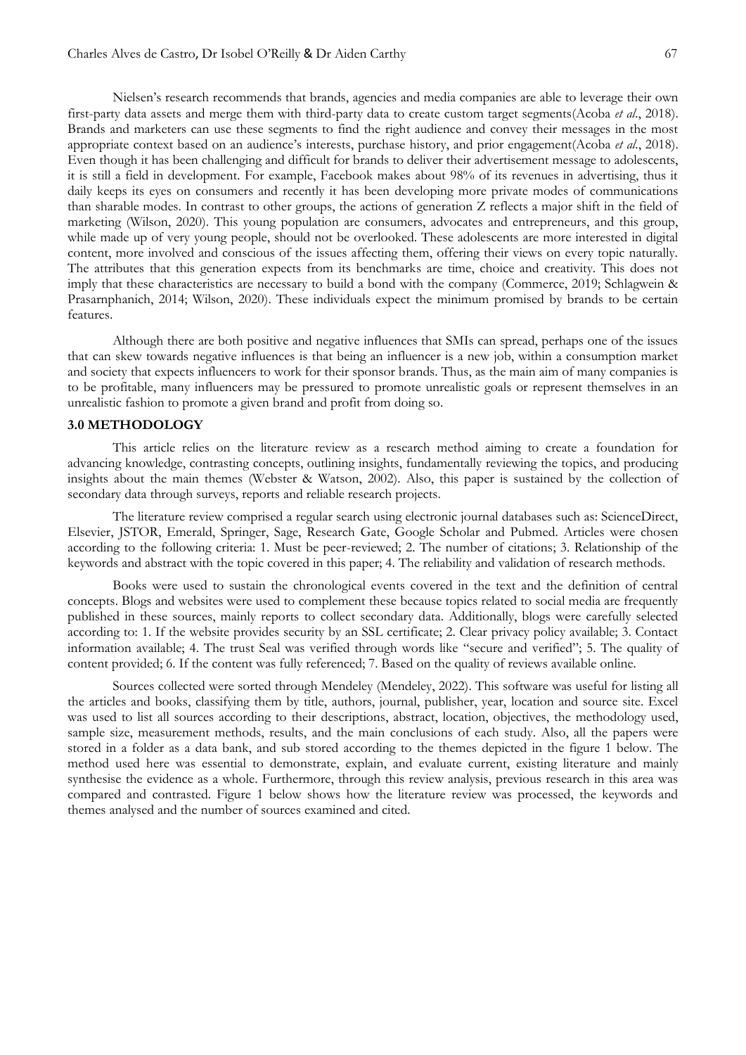Nielsen's research recommends that brands, agencies and media companies are able to leverage their own first-party data assets and merge them with third-party data to create custom target segments(Acoba *et al.*, 2018). Brands and marketers can use these segments to find the right audience and convey their messages in the most appropriate context based on an audience's interests, purchase history, and prior engagement(Acoba *et al.*, 2018). Even though it has been challenging and difficult for brands to deliver their advertisement message to adolescents, it is still a field in development. For example, Facebook makes about 98% of its revenues in advertising, thus it daily keeps its eyes on consumers and recently it has been developing more private modes of communications than sharable modes. In contrast to other groups, the actions of generation Z reflects a major shift in the field of marketing (Wilson, 2020). This young population are consumers, advocates and entrepreneurs, and this group, while made up of very young people, should not be overlooked. These adolescents are more interested in digital content, more involved and conscious of the issues affecting them, offering their views on every topic naturally. The attributes that this generation expects from its benchmarks are time, choice and creativity. This does not imply that these characteristics are necessary to build a bond with the company (Commerce, 2019; Schlagwein & Prasarnphanich, 2014; Wilson, 2020). These individuals expect the minimum promised by brands to be certain features.

Although there are both positive and negative influences that SMIs can spread, perhaps one of the issues that can skew towards negative influences is that being an influencer is a new job, within a consumption market and society that expects influencers to work for their sponsor brands. Thus, as the main aim of many companies is to be profitable, many influencers may be pressured to promote unrealistic goals or represent themselves in an unrealistic fashion to promote a given brand and profit from doing so.

## 3.0 METHODOLOGY

This article relies on the literature review as a research method aiming to create a foundation for advancing knowledge, contrasting concepts, outlining insights, fundamentally reviewing the topics, and producing insights about the main themes (Webster & Watson, 2002). Also, this paper is sustained by the collection of secondary data through surveys, reports and reliable research projects.

The literature review comprised a regular search using electronic journal databases such as: ScienceDirect, Elsevier, JSTOR, Emerald, Springer, Sage, Research Gate, Google Scholar and Pubmed. Articles were chosen according to the following criteria: 1. Must be peer-reviewed; 2. The number of citations; 3. Relationship of the keywords and abstract with the topic covered in this paper; 4. The reliability and validation of research methods.

Books were used to sustain the chronological events covered in the text and the definition of central concepts. Blogs and websites were used to complement these because topics related to social media are frequently published in these sources, mainly reports to collect secondary data. Additionally, blogs were carefully selected according to: 1. If the website provides security by an SSL certificate; 2. Clear privacy policy available; 3. Contact information available; 4. The trust Seal was verified through words like "secure and verified"; 5. The quality of content provided; 6. If the content was fully referenced; 7. Based on the quality of reviews available online.

Sources collected were sorted through Mendeley (Mendeley, 2022). This software was useful for listing all the articles and books, classifying them by title, authors, journal, publisher, year, location and source site. Excel was used to list all sources according to their descriptions, abstract, location, objectives, the methodology used, sample size, measurement methods, results, and the main conclusions of each study. Also, all the papers were stored in a folder as a data bank, and sub stored according to the themes depicted in the figure 1 below. The method used here was essential to demonstrate, explain, and evaluate current, existing literature and mainly synthesise the evidence as a whole. Furthermore, through this review analysis, previous research in this area was compared and contrasted. Figure 1 below shows how the literature review was processed, the keywords and themes analysed and the number of sources examined and cited.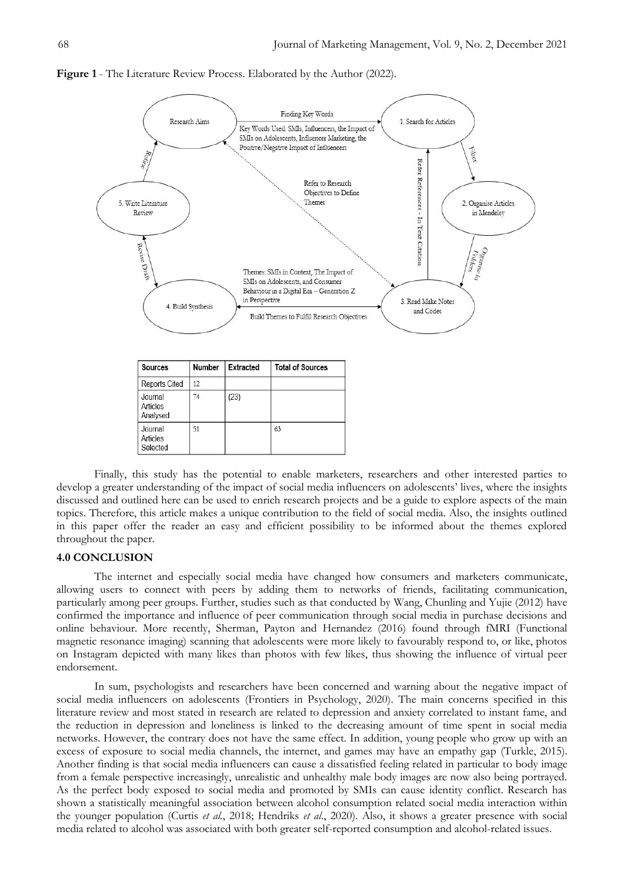**Figure 1** - The Literature Review Process. Elaborated by the Author (2022).

| Sources | Number | Extracted | Total of Sources |
|---|---|---|---|
| Reports Cited | 12 | | |
| Journal Articles Analysed | 74 | (23) | |
| Journal Articles Selected | 51 | | 63 |

Finally, this study has the potential to enable marketers, researchers and other interested parties to develop a greater understanding of the impact of social media influencers on adolescents' lives, where the insights discussed and outlined here can be used to enrich research projects and be a guide to explore aspects of the main topics. Therefore, this article makes a unique contribution to the field of social media. Also, the insights outlined in this paper offer the reader an easy and efficient possibility to be informed about the themes explored throughout the paper.

## 4.0 CONCLUSION

The internet and especially social media have changed how consumers and marketers communicate, allowing users to connect with peers by adding them to networks of friends, facilitating communication, particularly among peer groups. Further, studies such as that conducted by Wang, Chunling and Yujie (2012) have confirmed the importance and influence of peer communication through social media in purchase decisions and online behaviour. More recently, Sherman, Payton and Hernandez (2016) found through fMRI (Functional magnetic resonance imaging) scanning that adolescents were more likely to favourably respond to, or like, photos on Instagram depicted with many likes than photos with few likes, thus showing the influence of virtual peer endorsement.

In sum, psychologists and researchers have been concerned and warning about the negative impact of social media influencers on adolescents (Frontiers in Psychology, 2020). The main concerns specified in this literature review and most stated in research are related to depression and anxiety correlated to instant fame, and the reduction in depression and loneliness is linked to the decreasing amount of time spent in social media networks. However, the contrary does not have the same effect. In addition, young people who grow up with an excess of exposure to social media channels, the internet, and games may have an empathy gap (Turkle, 2015). Another finding is that social media influencers can cause a dissatisfied feeling related in particular to body image from a female perspective increasingly, unrealistic and unhealthy male body images are now also being portrayed. As the perfect body exposed to social media and promoted by SMIs can cause identity conflict. Research has shown a statistically meaningful association between alcohol consumption related social media interaction within the younger population (Curtis *et al*., 2018; Hendriks *et al*., 2020). Also, it shows a greater presence with social media related to alcohol was associated with both greater self-reported consumption and alcohol-related issues.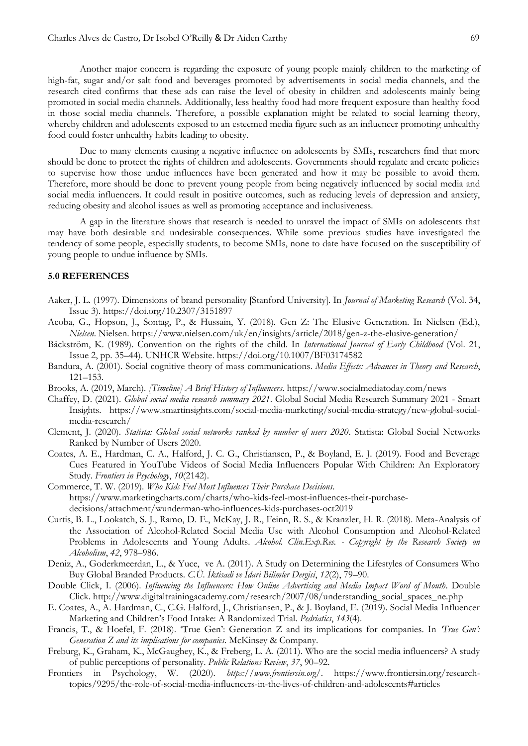Another major concern is regarding the exposure of young people mainly children to the marketing of high-fat, sugar and/or salt food and beverages promoted by advertisements in social media channels, and the research cited confirms that these ads can raise the level of obesity in children and adolescents mainly being promoted in social media channels. Additionally, less healthy food had more frequent exposure than healthy food in those social media channels. Therefore, a possible explanation might be related to social learning theory, whereby children and adolescents exposed to an esteemed media figure such as an influencer promoting unhealthy food could foster unhealthy habits leading to obesity.

Due to many elements causing a negative influence on adolescents by SMIs, researchers find that more should be done to protect the rights of children and adolescents. Governments should regulate and create policies to supervise how those undue influences have been generated and how it may be possible to avoid them. Therefore, more should be done to prevent young people from being negatively influenced by social media and social media influencers. It could result in positive outcomes, such as reducing levels of depression and anxiety, reducing obesity and alcohol issues as well as promoting acceptance and inclusiveness.

A gap in the literature shows that research is needed to unravel the impact of SMIs on adolescents that may have both desirable and undesirable consequences. While some previous studies have investigated the tendency of some people, especially students, to become SMIs, none to date have focused on the susceptibility of young people to undue influence by SMIs.

## 5.0 REFERENCES

Aaker, J. L. (1997). Dimensions of brand personality [Stanford University]. In *Journal of Marketing Research* (Vol. 34, Issue 3). https://doi.org/10.2307/3151897

Acoba, G., Hopson, J., Sontag, P., & Hussain, Y. (2018). Gen Z: The Elusive Generation. In Nielsen (Ed.), *Nielsen*. Nielsen. https://www.nielsen.com/uk/en/insights/article/2018/gen-z-the-elusive-generation/

Bäckström, K. (1989). Convention on the rights of the child. In *International Journal of Early Childhood* (Vol. 21, Issue 2, pp. 35–44). UNHCR Website. https://doi.org/10.1007/BF03174582

Bandura, A. (2001). Social cognitive theory of mass communications. *Media Effects: Advances in Theory and Research*, 121–153.

Brooks, A. (2019, March). *[Timeline] A Brief History of Influencers*. https://www.socialmediatoday.com/news

Chaffey, D. (2021). *Global social media research summary 2021*. Global Social Media Research Summary 2021 - Smart Insights. https://www.smartinsights.com/social-media-marketing/social-media-strategy/new-global-social-media-research/

Clement, J. (2020). *Statista: Global social networks ranked by number of users 2020*. Statista: Global Social Networks Ranked by Number of Users 2020.

Coates, A. E., Hardman, C. A., Halford, J. C. G., Christiansen, P., & Boyland, E. J. (2019). Food and Beverage Cues Featured in YouTube Videos of Social Media Influencers Popular With Children: An Exploratory Study. *Frontiers in Psychology*, *10*(2142).

Commerce, T. W. (2019). *Who Kids Feel Most Influences Their Purchase Decisions*. https://www.marketingcharts.com/charts/who-kids-feel-most-influences-their-purchase-decisions/attachment/wunderman-who-influences-kids-purchases-oct2019

Curtis, B. L., Lookatch, S. J., Ramo, D. E., McKay, J. R., Feinn, R. S., & Kranzler, H. R. (2018). Meta-Analysis of the Association of Alcohol-Related Social Media Use with Alcohol Consumption and Alcohol-Related Problems in Adolescents and Young Adults. *Alcohol. Clin.Exp.Res. - Copyright by the Research Society on Alcoholism*, *42*, 978–986.

Deniz, A., Goderkmeerdan, L., & Yuce, ve A. (2011). A Study on Determining the Lifestyles of Consumers Who Buy Global Branded Products. *C.Ü. İktisadi ve İdari Bilimler Dergisi*, *12*(2), 79–90.

Double Click, I. (2006). *Influencing the Influencers: How Online Advertising and Media Impact Word of Mouth*. Double Click. http://www.digitaltrainingacademy.com/research/2007/08/understanding_social_spaces_ne.php

E. Coates, A., A. Hardman, C., C.G. Halford, J., Christiansen, P., & J. Boyland, E. (2019). Social Media Influencer Marketing and Children's Food Intake: A Randomized Trial. *Pedriatics*, *143*(4).

Francis, T., & Hoefel, F. (2018). 'True Gen': Generation Z and its implications for companies. In *'True Gen': Generation Z and its implications for companies*. McKinsey & Company.

Freburg, K., Graham, K., McGaughey, K., & Freberg, L. A. (2011). Who are the social media influencers? A study of public perceptions of personality. *Public Relations Review*, *37*, 90–92.

Frontiers in Psychology, W. (2020). *https://www.frontiersin.org/*. https://www.frontiersin.org/research-topics/9295/the-role-of-social-media-influencers-in-the-lives-of-children-and-adolescents#articles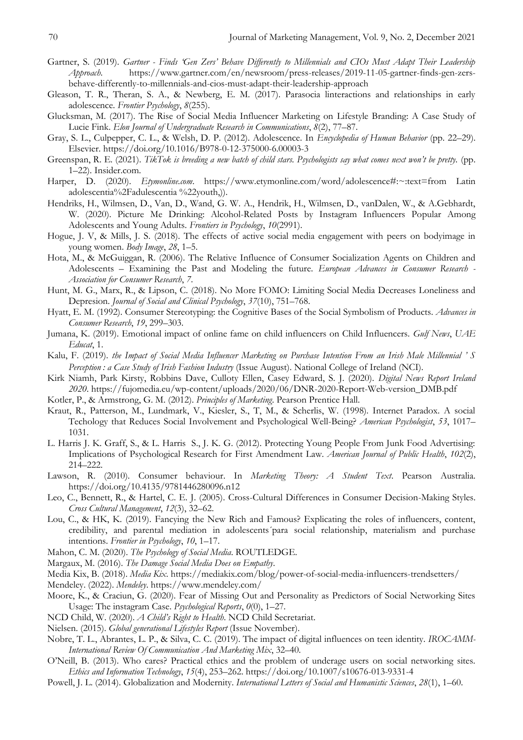Gartner, S. (2019). *Gartner - Finds 'Gen Zers' Behave Differently to Millennials and CIOs Must Adapt Their Leadership Approach*. https://www.gartner.com/en/newsroom/press-releases/2019-11-05-gartner-finds-gen-zers-behave-differently-to-millennials-and-cios-must-adapt-their-leadership-approach

Gleason, T. R., Theran, S. A., & Newberg, E. M. (2017). Parasocia linteractions and relationships in early adolescence. *Frontier Psychology*, *8*(255).

Glucksman, M. (2017). The Rise of Social Media Influencer Marketing on Lifestyle Branding: A Case Study of Lucie Fink. *Elon Journal of Undergraduate Research in Communications*, *8*(2), 77–87.

Gray, S. L., Culpepper, C. L., & Welsh, D. P. (2012). Adolescence. In *Encyclopedia of Human Behavior* (pp. 22–29). Elsevier. https://doi.org/10.1016/B978-0-12-375000-6.00003-3

Greenspan, R. E. (2021). *TikTok is breeding a new batch of child stars. Psychologists say what comes next won't be pretty.* (pp. 1–22). Insider.com.

Harper, D. (2020). *Etymonline.com*. https://www.etymonline.com/word/adolescence#:~:text=from Latin adolescentia%2Fadulescentia %22youth,)).

Hendriks, H., Wilmsen, D., Van, D., Wand, G. W. A., Hendrik, H., Wilmsen, D., vanDalen, W., & A.Gebhardt, W. (2020). Picture Me Drinking: Alcohol-Related Posts by Instagram Influencers Popular Among Adolescents and Young Adults. *Frontiers in Psychology*, *10*(2991).

Hogue, J. V, & Mills, J. S. (2018). The effects of active social media engagement with peers on bodyimage in young women. *Body Image*, *28*, 1–5.

Hota, M., & McGuiggan, R. (2006). The Relative Influence of Consumer Socialization Agents on Children and Adolescents – Examining the Past and Modeling the future. *European Advances in Consumer Research - Association for Consumer Research*, *7*.

Hunt, M. G., Marx, R., & Lipson, C. (2018). No More FOMO: Limiting Social Media Decreases Loneliness and Depresion. *Journal of Social and Clinical Psychology*, *37*(10), 751–768.

Hyatt, E. M. (1992). Consumer Stereotyping: the Cognitive Bases of the Social Symbolism of Products. *Advances in Consumer Research*, *19*, 299–303.

Jumana, K. (2019). Emotional impact of online fame on child influencers on Child Influencers. *Gulf News*, *UAE Educat*, 1.

Kalu, F. (2019). *the Impact of Social Media Influencer Marketing on Purchase Intention From an Irish Male Millennial ' S Perception : a Case Study of Irish Fashion Industry* (Issue August). National College of Ireland (NCI).

Kirk Niamh, Park Kirsty, Robbins Dave, Culloty Ellen, Casey Edward, S. J. (2020). *Digital News Report Ireland 2020*. https://fujomedia.eu/wp-content/uploads/2020/06/DNR-2020-Report-Web-version_DMB.pdf

Kotler, P., & Armstrong, G. M. (2012). *Principles of Marketing*. Pearson Prentice Hall.

Kraut, R., Patterson, M., Lundmark, V., Kiesler, S., T, M., & Scherlis, W. (1998). Internet Paradox. A social Techology that Reduces Social Involvement and Psychological Well-Being? *American Psychologist*, *53*, 1017–1031.

L. Harris J. K. Graff, S., & L. Harris S., J. K. G. (2012). Protecting Young People From Junk Food Advertising: Implications of Psychological Research for First Amendment Law. *American Journal of Public Health*, *102*(2), 214–222.

Lawson, R. (2010). Consumer behaviour. In *Marketing Theory: A Student Text*. Pearson Australia. https://doi.org/10.4135/9781446280096.n12

Leo, C., Bennett, R., & Hartel, C. E. J. (2005). Cross-Cultural Differences in Consumer Decision-Making Styles. *Cross Cultural Management*, *12*(3), 32–62.

Lou, C., & HK, K. (2019). Fancying the New Rich and Famous? Explicating the roles of influencers, content, credibility, and parental mediation in adolescents´para social relationship, materialism and purchase intentions. *Frontier in Psychology*, *10*, 1–17.

Mahon, C. M. (2020). *The Psychology of Social Media*. ROUTLEDGE.

Margaux, M. (2016). *The Damage Social Media Does on Empathy*.

Media Kix, B. (2018). *Media Kix*. https://mediakix.com/blog/power-of-social-media-influencers-trendsetters/

Mendeley. (2022). *Mendeley*. https://www.mendeley.com/

Moore, K., & Craciun, G. (2020). Fear of Missing Out and Personality as Predictors of Social Networking Sites Usage: The instagram Case. *Psychological Reports*, *0*(0), 1–27.

NCD Child, W. (2020). *A Child's Right to Health*. NCD Child Secretariat.

Nielsen. (2015). *Global generational Lifestyles Report* (Issue November).

Nobre, T. L., Abrantes, L. P., & Silva, C. C. (2019). The impact of digital influences on teen identity. *IROCAMM-International Review Of Communication And Marketing Mix*, 32–40.

O'Neill, B. (2013). Who cares? Practical ethics and the problem of underage users on social networking sites. *Ethics and Information Technology*, *15*(4), 253–262. https://doi.org/10.1007/s10676-013-9331-4

Powell, J. L. (2014). Globalization and Modernity. *International Letters of Social and Humanistic Sciences*, *28*(1), 1–60.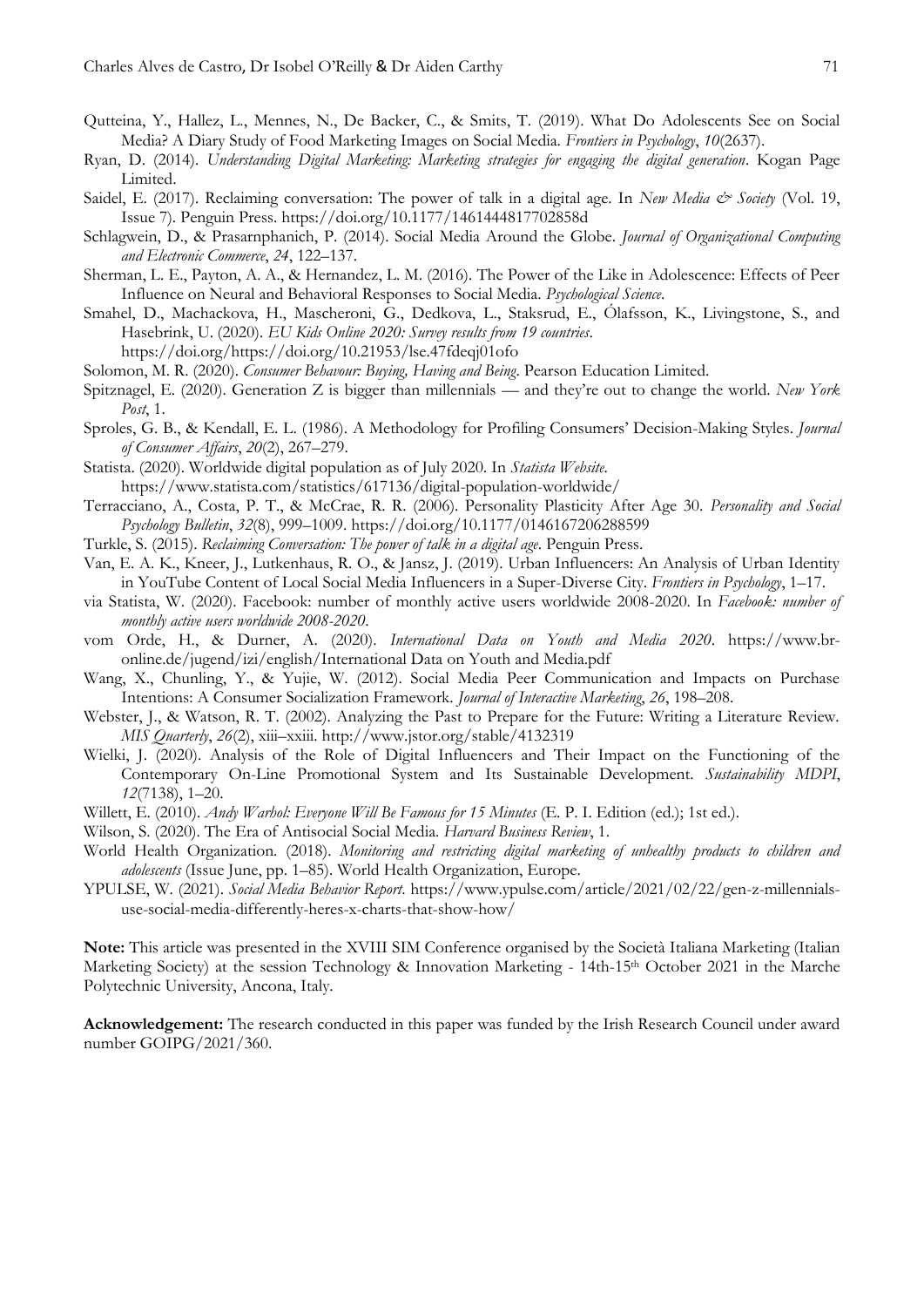Qutteina, Y., Hallez, L., Mennes, N., De Backer, C., & Smits, T. (2019). What Do Adolescents See on Social Media? A Diary Study of Food Marketing Images on Social Media. *Frontiers in Psychology*, *10*(2637).

Ryan, D. (2014). *Understanding Digital Marketing: Marketing strategies for engaging the digital generation*. Kogan Page Limited.

Saidel, E. (2017). Reclaiming conversation: The power of talk in a digital age. In *New Media & Society* (Vol. 19, Issue 7). Penguin Press. https://doi.org/10.1177/1461444817702858d

Schlagwein, D., & Prasarnphanich, P. (2014). Social Media Around the Globe. *Journal of Organizational Computing and Electronic Commerce*, *24*, 122–137.

Sherman, L. E., Payton, A. A., & Hernandez, L. M. (2016). The Power of the Like in Adolescence: Effects of Peer Influence on Neural and Behavioral Responses to Social Media. *Psychological Science*.

Smahel, D., Machackova, H., Mascheroni, G., Dedkova, L., Staksrud, E., Ólafsson, K., Livingstone, S., and Hasebrink, U. (2020). *EU Kids Online 2020: Survey results from 19 countries*. https://doi.org/https://doi.org/10.21953/lse.47fdeqj01ofo

Solomon, M. R. (2020). *Consumer Behavour: Buying, Having and Being*. Pearson Education Limited.

Spitznagel, E. (2020). Generation Z is bigger than millennials — and they're out to change the world. *New York Post*, 1.

Sproles, G. B., & Kendall, E. L. (1986). A Methodology for Profiling Consumers' Decision-Making Styles. *Journal of Consumer Affairs*, *20*(2), 267–279.

Statista. (2020). Worldwide digital population as of July 2020. In *Statista Website*. https://www.statista.com/statistics/617136/digital-population-worldwide/

Terracciano, A., Costa, P. T., & McCrae, R. R. (2006). Personality Plasticity After Age 30. *Personality and Social Psychology Bulletin*, *32*(8), 999–1009. https://doi.org/10.1177/0146167206288599

Turkle, S. (2015). *Reclaiming Conversation: The power of talk in a digital age*. Penguin Press.

Van, E. A. K., Kneer, J., Lutkenhaus, R. O., & Jansz, J. (2019). Urban Influencers: An Analysis of Urban Identity in YouTube Content of Local Social Media Influencers in a Super-Diverse City. *Frontiers in Psychology*, 1–17.

via Statista, W. (2020). Facebook: number of monthly active users worldwide 2008-2020. In *Facebook: number of monthly active users worldwide 2008-2020*.

vom Orde, H., & Durner, A. (2020). *International Data on Youth and Media 2020*. https://www.br-online.de/jugend/izi/english/International Data on Youth and Media.pdf

Wang, X., Chunling, Y., & Yujie, W. (2012). Social Media Peer Communication and Impacts on Purchase Intentions: A Consumer Socialization Framework. *Journal of Interactive Marketing*, *26*, 198–208.

Webster, J., & Watson, R. T. (2002). Analyzing the Past to Prepare for the Future: Writing a Literature Review. *MIS Quarterly*, *26*(2), xiii–xxiii. http://www.jstor.org/stable/4132319

Wielki, J. (2020). Analysis of the Role of Digital Influencers and Their Impact on the Functioning of the Contemporary On-Line Promotional System and Its Sustainable Development. *Sustainability MDPI*, *12*(7138), 1–20.

Willett, E. (2010). *Andy Warhol: Everyone Will Be Famous for 15 Minutes* (E. P. I. Edition (ed.); 1st ed.).

Wilson, S. (2020). The Era of Antisocial Social Media. *Harvard Business Review*, 1.

World Health Organization. (2018). *Monitoring and restricting digital marketing of unhealthy products to children and adolescents* (Issue June, pp. 1–85). World Health Organization, Europe.

YPULSE, W. (2021). *Social Media Behavior Report*. https://www.ypulse.com/article/2021/02/22/gen-z-millennials-use-social-media-differently-heres-x-charts-that-show-how/

**Note:** This article was presented in the XVIII SIM Conference organised by the Società Italiana Marketing (Italian Marketing Society) at the session Technology & Innovation Marketing - 14th-15th October 2021 in the Marche Polytechnic University, Ancona, Italy.

**Acknowledgement:** The research conducted in this paper was funded by the Irish Research Council under award number GOIPG/2021/360.